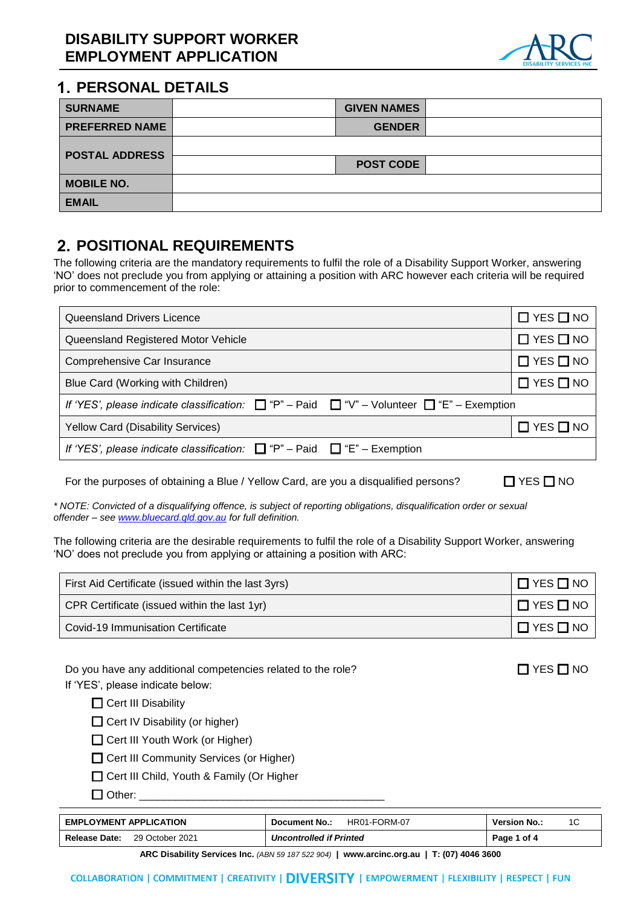# DISABILITY SUPPORT WORKER EMPLOYMENT APPLICATION

## 1. PERSONAL DETAILS

| SURNAME | | GIVEN NAMES | |
|---|---|---|---|
| PREFERRED NAME | | GENDER | |
| POSTAL ADDRESS | | | |
| | | POST CODE | |
| MOBILE NO. | | | |
| EMAIL | | | |

## 2. POSITIONAL REQUIREMENTS

The following criteria are the mandatory requirements to fulfil the role of a Disability Support Worker, answering 'NO' does not preclude you from applying or attaining a position with ARC however each criteria will be required prior to commencement of the role:

| Requirement | Response |
|---|---|
| Queensland Drivers Licence | ☐ YES ☐ NO |
| Queensland Registered Motor Vehicle | ☐ YES ☐ NO |
| Comprehensive Car Insurance | ☐ YES ☐ NO |
| Blue Card (Working with Children) | ☐ YES ☐ NO |
| *If 'YES', please indicate classification:* ☐ "P" – Paid ☐ "V" – Volunteer ☐ "E" – Exemption | |
| Yellow Card (Disability Services) | ☐ YES ☐ NO |
| *If 'YES', please indicate classification:* ☐ "P" – Paid ☐ "E" – Exemption | |

For the purposes of obtaining a Blue / Yellow Card, are you a disqualified persons? ☐ YES ☐ NO

*\* NOTE: Convicted of a disqualifying offence, is subject of reporting obligations, disqualification order or sexual offender – see www.bluecard.qld.gov.au for full definition.*

The following criteria are the desirable requirements to fulfil the role of a Disability Support Worker, answering 'NO' does not preclude you from applying or attaining a position with ARC:

| Requirement | Response |
|---|---|
| First Aid Certificate (issued within the last 3yrs) | ☐ YES ☐ NO |
| CPR Certificate (issued within the last 1yr) | ☐ YES ☐ NO |
| Covid-19 Immunisation Certificate | ☐ YES ☐ NO |

Do you have any additional competencies related to the role? ☐ YES ☐ NO

If 'YES', please indicate below:

- ☐ Cert III Disability
- ☐ Cert IV Disability (or higher)
- ☐ Cert III Youth Work (or Higher)
- ☐ Cert III Community Services (or Higher)
- ☐ Cert III Child, Youth & Family (Or Higher
- ☐ Other: ________________________________________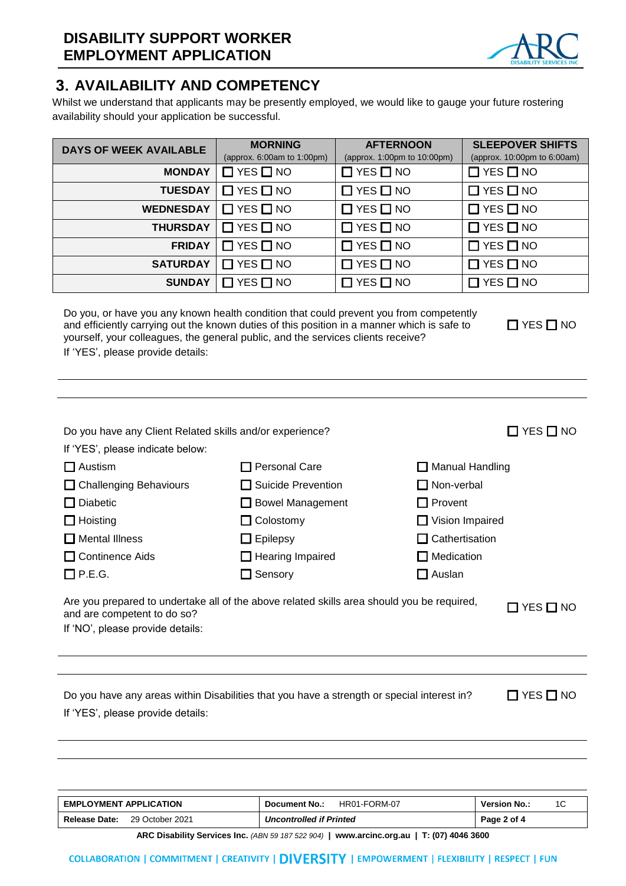## 3. AVAILABILITY AND COMPETENCY

Whilst we understand that applicants may be presently employed, we would like to gauge your future rostering availability should your application be successful.

| DAYS OF WEEK AVAILABLE | MORNING (approx. 6:00am to 1:00pm) | AFTERNOON (approx. 1:00pm to 10:00pm) | SLEEPOVER SHIFTS (approx. 10:00pm to 6:00am) |
|---|---|---|---|
| MONDAY | ☐ YES ☐ NO | ☐ YES ☐ NO | ☐ YES ☐ NO |
| TUESDAY | ☐ YES ☐ NO | ☐ YES ☐ NO | ☐ YES ☐ NO |
| WEDNESDAY | ☐ YES ☐ NO | ☐ YES ☐ NO | ☐ YES ☐ NO |
| THURSDAY | ☐ YES ☐ NO | ☐ YES ☐ NO | ☐ YES ☐ NO |
| FRIDAY | ☐ YES ☐ NO | ☐ YES ☐ NO | ☐ YES ☐ NO |
| SATURDAY | ☐ YES ☐ NO | ☐ YES ☐ NO | ☐ YES ☐ NO |
| SUNDAY | ☐ YES ☐ NO | ☐ YES ☐ NO | ☐ YES ☐ NO |

Do you, or have you any known health condition that could prevent you from competently and efficiently carrying out the known duties of this position in a manner which is safe to yourself, your colleagues, the general public, and the services clients receive? ☐ YES ☐ NO

If 'YES', please provide details:

\_\_\_\_\_\_\_\_\_\_\_\_\_\_\_\_\_\_\_\_\_\_\_\_\_\_\_\_\_\_\_\_\_\_\_\_\_\_\_\_

\_\_\_\_\_\_\_\_\_\_\_\_\_\_\_\_\_\_\_\_\_\_\_\_\_\_\_\_\_\_\_\_\_\_\_\_\_\_\_\_

Do you have any Client Related skills and/or experience? ☐ YES ☐ NO

If 'YES', please indicate below:

| | | |
|---|---|---|
| ☐ Austism | ☐ Personal Care | ☐ Manual Handling |
| ☐ Challenging Behaviours | ☐ Suicide Prevention | ☐ Non-verbal |
| ☐ Diabetic | ☐ Bowel Management | ☐ Provent |
| ☐ Hoisting | ☐ Colostomy | ☐ Vision Impaired |
| ☐ Mental Illness | ☐ Epilepsy | ☐ Cathertisation |
| ☐ Continence Aids | ☐ Hearing Impaired | ☐ Medication |
| ☐ P.E.G. | ☐ Sensory | ☐ Auslan |

Are you prepared to undertake all of the above related skills area should you be required, and are competent to do so? ☐ YES ☐ NO

If 'NO', please provide details:

\_\_\_\_\_\_\_\_\_\_\_\_\_\_\_\_\_\_\_\_\_\_\_\_\_\_\_\_\_\_\_\_\_\_\_\_\_\_\_\_

\_\_\_\_\_\_\_\_\_\_\_\_\_\_\_\_\_\_\_\_\_\_\_\_\_\_\_\_\_\_\_\_\_\_\_\_\_\_\_\_

Do you have any areas within Disabilities that you have a strength or special interest in? ☐ YES ☐ NO

If 'YES', please provide details:

\_\_\_\_\_\_\_\_\_\_\_\_\_\_\_\_\_\_\_\_\_\_\_\_\_\_\_\_\_\_\_\_\_\_\_\_\_\_\_\_

\_\_\_\_\_\_\_\_\_\_\_\_\_\_\_\_\_\_\_\_\_\_\_\_\_\_\_\_\_\_\_\_\_\_\_\_\_\_\_\_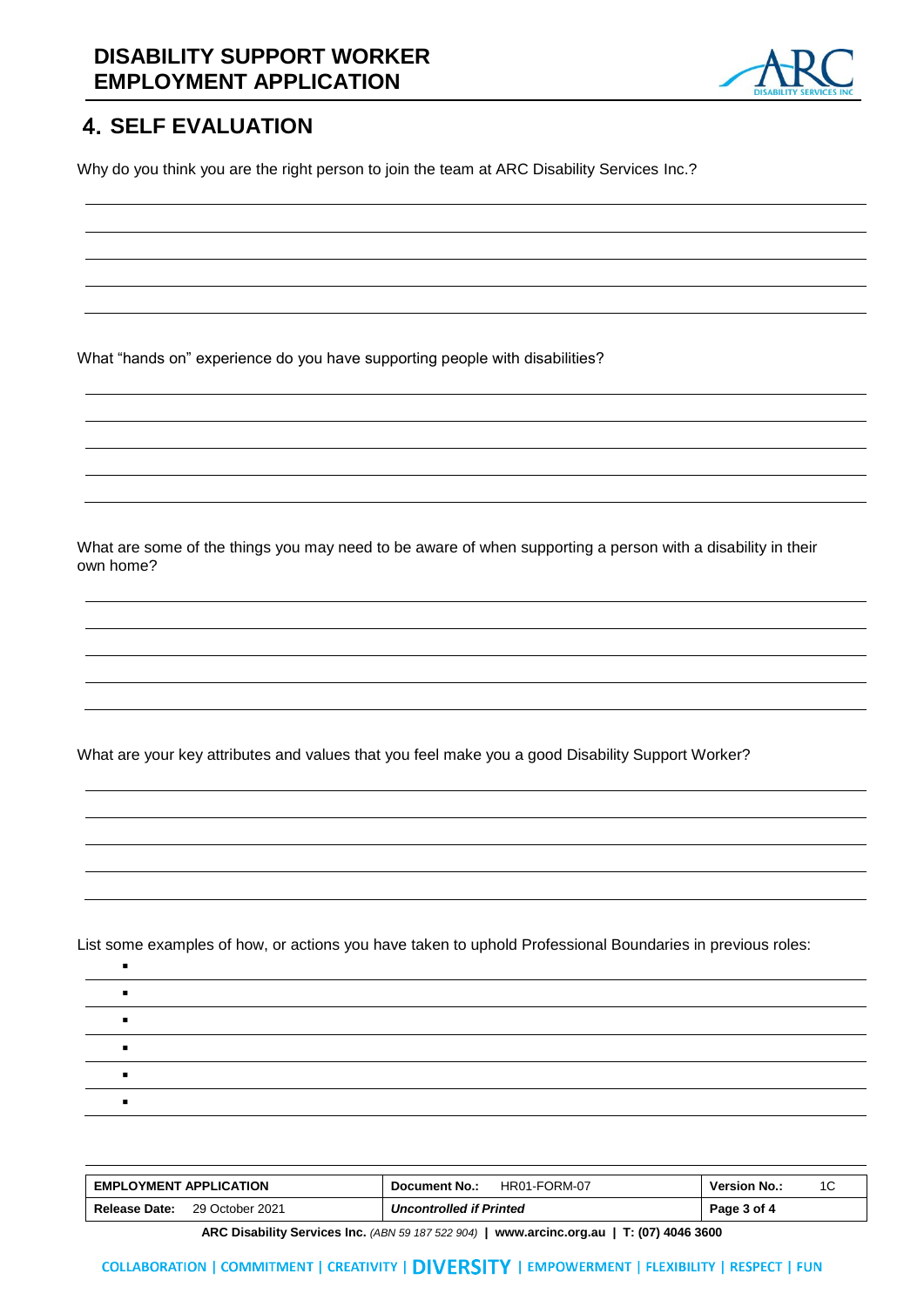## 4. SELF EVALUATION

Why do you think you are the right person to join the team at ARC Disability Services Inc.?

What "hands on" experience do you have supporting people with disabilities?

What are some of the things you may need to be aware of when supporting a person with a disability in their own home?

What are your key attributes and values that you feel make you a good Disability Support Worker?

List some examples of how, or actions you have taken to uphold Professional Boundaries in previous roles:

- 
- 
- 
- 
- 
-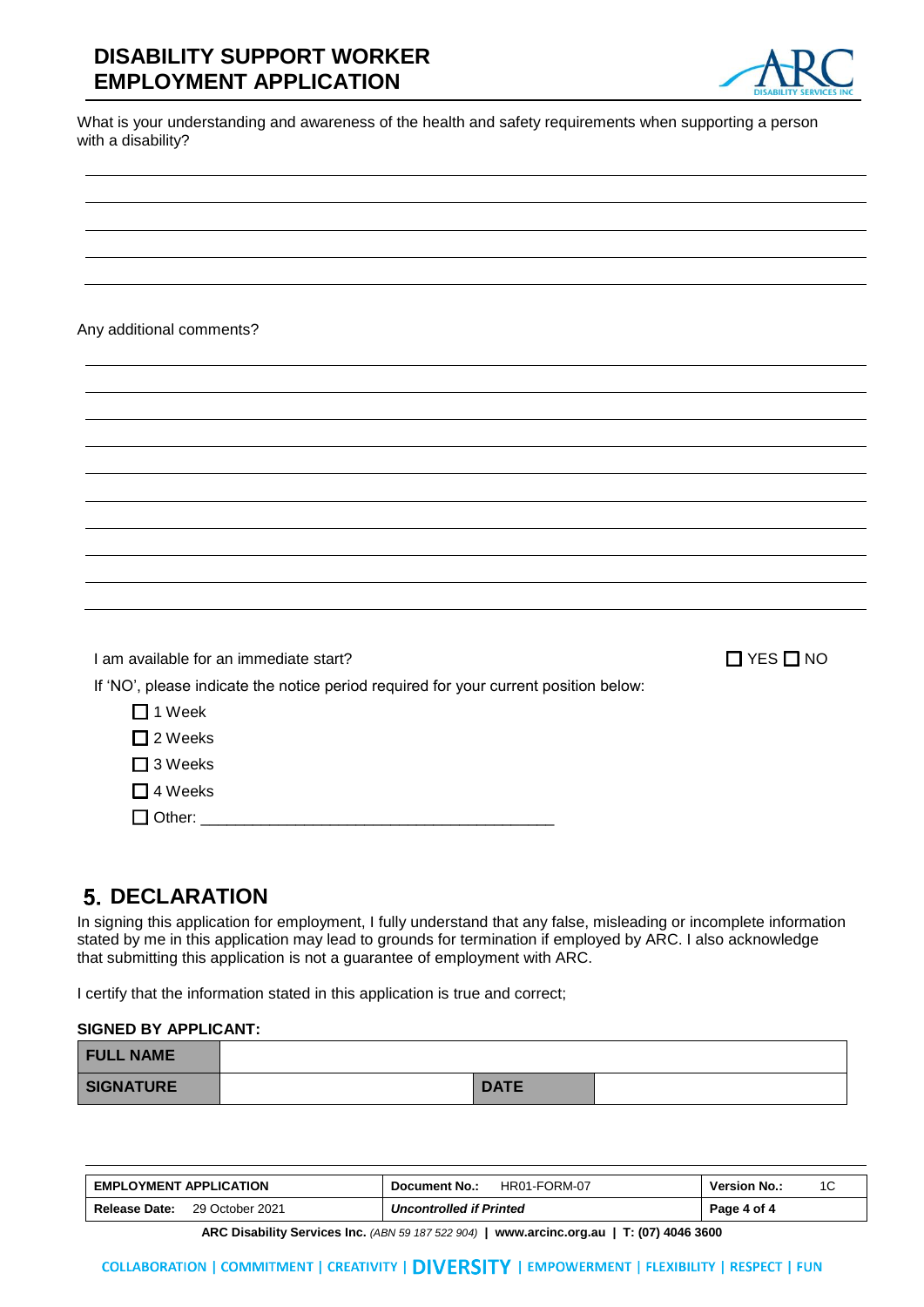What is your understanding and awareness of the health and safety requirements when supporting a person with a disability?

Any additional comments?

I am available for an immediate start? ☐ YES ☐ NO

If 'NO', please indicate the notice period required for your current position below:

☐ 1 Week

☐ 2 Weeks

☐ 3 Weeks

☐ 4 Weeks

☐ Other: ___________________________________________

## 5. DECLARATION

In signing this application for employment, I fully understand that any false, misleading or incomplete information stated by me in this application may lead to grounds for termination if employed by ARC. I also acknowledge that submitting this application is not a guarantee of employment with ARC.

I certify that the information stated in this application is true and correct;

**SIGNED BY APPLICANT:**

| | | | |
|---|---|---|---|
| **FULL NAME** | | | |
| **SIGNATURE** | | **DATE** | |